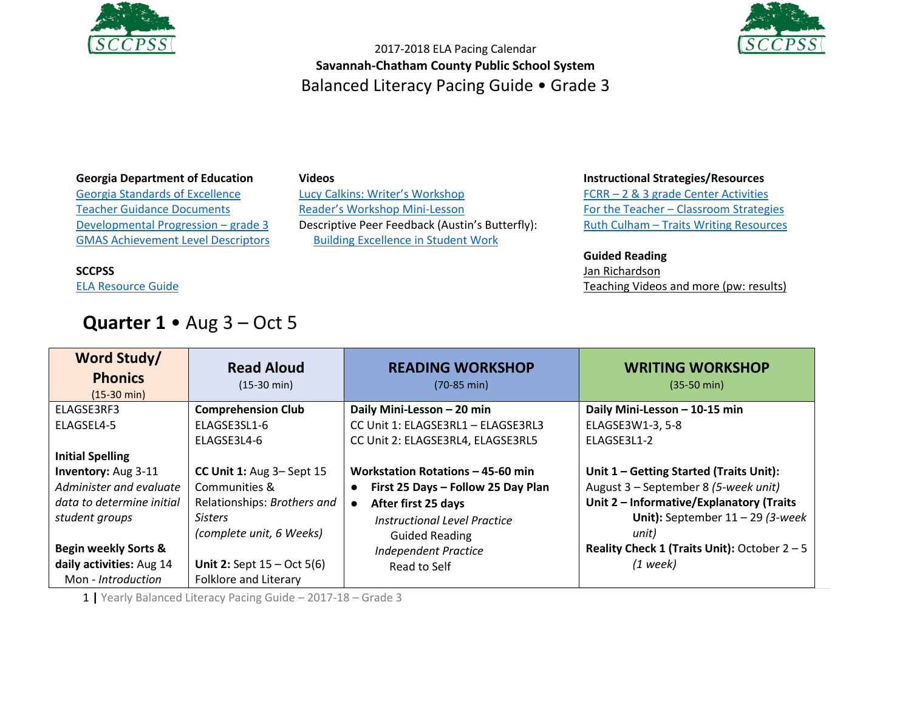2017-2018 ELA Pacing Calendar

**Savannah-Chatham County Public School System**

# Balanced Literacy Pacing Guide • Grade 3

**Georgia Department of Education**

Georgia Standards of Excellence
Teacher Guidance Documents
Developmental Progression – grade 3
GMAS Achievement Level Descriptors

**SCCPSS**

ELA Resource Guide

**Videos**

Lucy Calkins: Writer's Workshop
Reader's Workshop Mini-Lesson
Descriptive Peer Feedback (Austin's Butterfly):
Building Excellence in Student Work

**Instructional Strategies/Resources**

FCRR – 2 & 3 grade Center Activities
For the Teacher – Classroom Strategies
Ruth Culham – Traits Writing Resources

**Guided Reading**

Jan Richardson
Teaching Videos and more (pw: results)

## **Quarter 1** • Aug 3 – Oct 5

| **Word Study/ Phonics** (15-30 min) | **Read Aloud** (15-30 min) | **READING WORKSHOP** (70-85 min) | **WRITING WORKSHOP** (35-50 min) |
|---|---|---|---|
| ELAGSE3RF3<br>ELAGSEL4-5<br><br>**Initial Spelling Inventory:** Aug 3-11<br>*Administer and evaluate data to determine initial student groups*<br><br>**Begin weekly Sorts & daily activities:** Aug 14<br>Mon - *Introduction* | **Comprehension Club**<br>ELAGSE3SL1-6<br>ELAGSE3L4-6<br><br>**CC Unit 1:** Aug 3– Sept 15<br>Communities & Relationships: *Brothers and Sisters*<br>*(complete unit, 6 Weeks)*<br><br>**Unit 2:** Sept 15 – Oct 5(6)<br>Folklore and Literary | **Daily Mini-Lesson – 20 min**<br>CC Unit 1: ELAGSE3RL1 – ELAGSE3RL3<br>CC Unit 2: ELAGSE3RL4, ELAGSE3RL5<br><br>**Workstation Rotations – 45-60 min**<br>● **First 25 Days – Follow 25 Day Plan**<br>● **After first 25 days**<br>*Instructional Level Practice*<br>Guided Reading<br>*Independent Practice*<br>Read to Self | **Daily Mini-Lesson – 10-15 min**<br>ELAGSE3W1-3, 5-8<br>ELAGSE3L1-2<br><br>**Unit 1 – Getting Started (Traits Unit):** August 3 – September 8 *(5-week unit)*<br>**Unit 2 – Informative/Explanatory (Traits Unit):** September 11 – 29 *(3-week unit)*<br>**Reality Check 1 (Traits Unit):** October 2 – 5 *(1 week)* |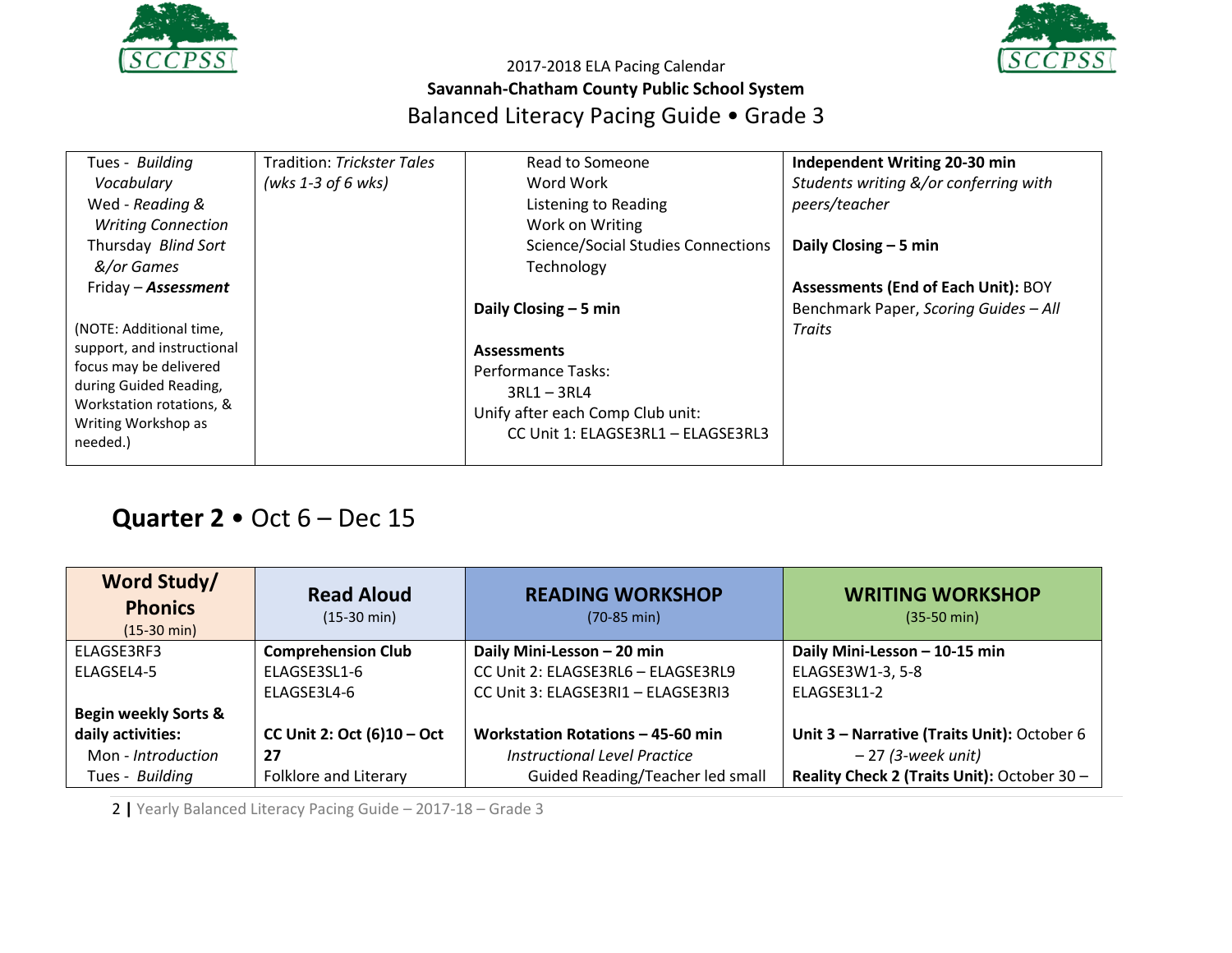| | | | |
|---|---|---|---|
| Tues - *Building Vocabulary*<br>Wed - *Reading & Writing Connection*<br>Thursday *Blind Sort &/or Games*<br>Friday – ***Assessment***<br><br>(NOTE: Additional time, support, and instructional focus may be delivered during Guided Reading, Workstation rotations, & Writing Workshop as needed.) | Tradition: *Trickster Tales (wks 1-3 of 6 wks)* | Read to Someone<br>Word Work<br>Listening to Reading<br>Work on Writing<br>Science/Social Studies Connections<br>Technology<br><br>**Daily Closing – 5 min**<br><br>**Assessments**<br>Performance Tasks:<br>3RL1 – 3RL4<br>Unify after each Comp Club unit:<br>CC Unit 1: ELAGSE3RL1 – ELAGSE3RL3 | **Independent Writing 20-30 min**<br>*Students writing &/or conferring with peers/teacher*<br><br>**Daily Closing – 5 min**<br><br>**Assessments (End of Each Unit):** BOY Benchmark Paper, *Scoring Guides – All Traits* |

## **Quarter 2** • Oct 6 – Dec 15

| **Word Study/ Phonics** (15-30 min) | **Read Aloud** (15-30 min) | **READING WORKSHOP** (70-85 min) | **WRITING WORKSHOP** (35-50 min) |
|---|---|---|---|
| ELAGSE3RF3<br>ELAGSEL4-5<br><br>**Begin weekly Sorts & daily activities:**<br>Mon - *Introduction*<br>Tues - *Building* | **Comprehension Club**<br>ELAGSE3SL1-6<br>ELAGSE3L4-6<br><br>**CC Unit 2: Oct (6)10 – Oct 27**<br>Folklore and Literary | **Daily Mini-Lesson – 20 min**<br>CC Unit 2: ELAGSE3RL6 – ELAGSE3RL9<br>CC Unit 3: ELAGSE3RI1 – ELAGSE3RI3<br><br>**Workstation Rotations – 45-60 min**<br>*Instructional Level Practice*<br>Guided Reading/Teacher led small | **Daily Mini-Lesson – 10-15 min**<br>ELAGSE3W1-3, 5-8<br>ELAGSE3L1-2<br><br>**Unit 3 – Narrative (Traits Unit):** October 6 – 27 *(3-week unit)*<br>**Reality Check 2 (Traits Unit):** October 30 – |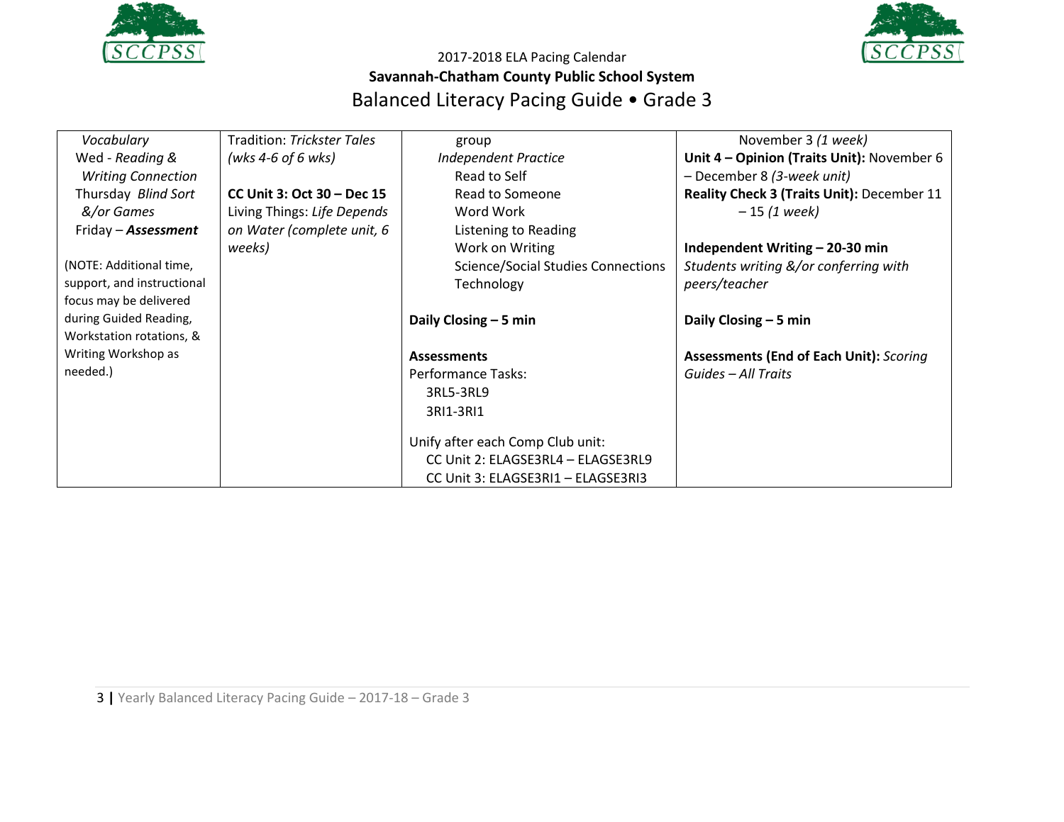2017-2018 ELA Pacing Calendar

**Savannah-Chatham County Public School System**

# Balanced Literacy Pacing Guide • Grade 3

| | | | |
|---|---|---|---|
| *Vocabulary*<br>Wed - *Reading & Writing Connection*<br>Thursday *Blind Sort &/or Games*<br>Friday – ***Assessment***<br><br>(NOTE: Additional time, support, and instructional focus may be delivered during Guided Reading, Workstation rotations, & Writing Workshop as needed.) | Tradition: *Trickster Tales (wks 4-6 of 6 wks)*<br><br>**CC Unit 3: Oct 30 – Dec 15**<br>Living Things: *Life Depends on Water (complete unit, 6 weeks)* | group<br>*Independent Practice*<br>Read to Self<br>Read to Someone<br>Word Work<br>Listening to Reading<br>Work on Writing<br>Science/Social Studies Connections<br>Technology<br><br>**Daily Closing – 5 min**<br><br>**Assessments**<br>Performance Tasks:<br>3RL5-3RL9<br>3RI1-3RI1<br><br>Unify after each Comp Club unit:<br>CC Unit 2: ELAGSE3RL4 – ELAGSE3RL9<br>CC Unit 3: ELAGSE3RI1 – ELAGSE3RI3 | November 3 *(1 week)*<br>**Unit 4 – Opinion (Traits Unit):** November 6 – December 8 *(3-week unit)*<br>**Reality Check 3 (Traits Unit):** December 11 – 15 *(1 week)*<br><br>**Independent Writing – 20-30 min**<br>*Students writing &/or conferring with peers/teacher*<br><br>**Daily Closing – 5 min**<br><br>**Assessments (End of Each Unit):** *Scoring Guides – All Traits* |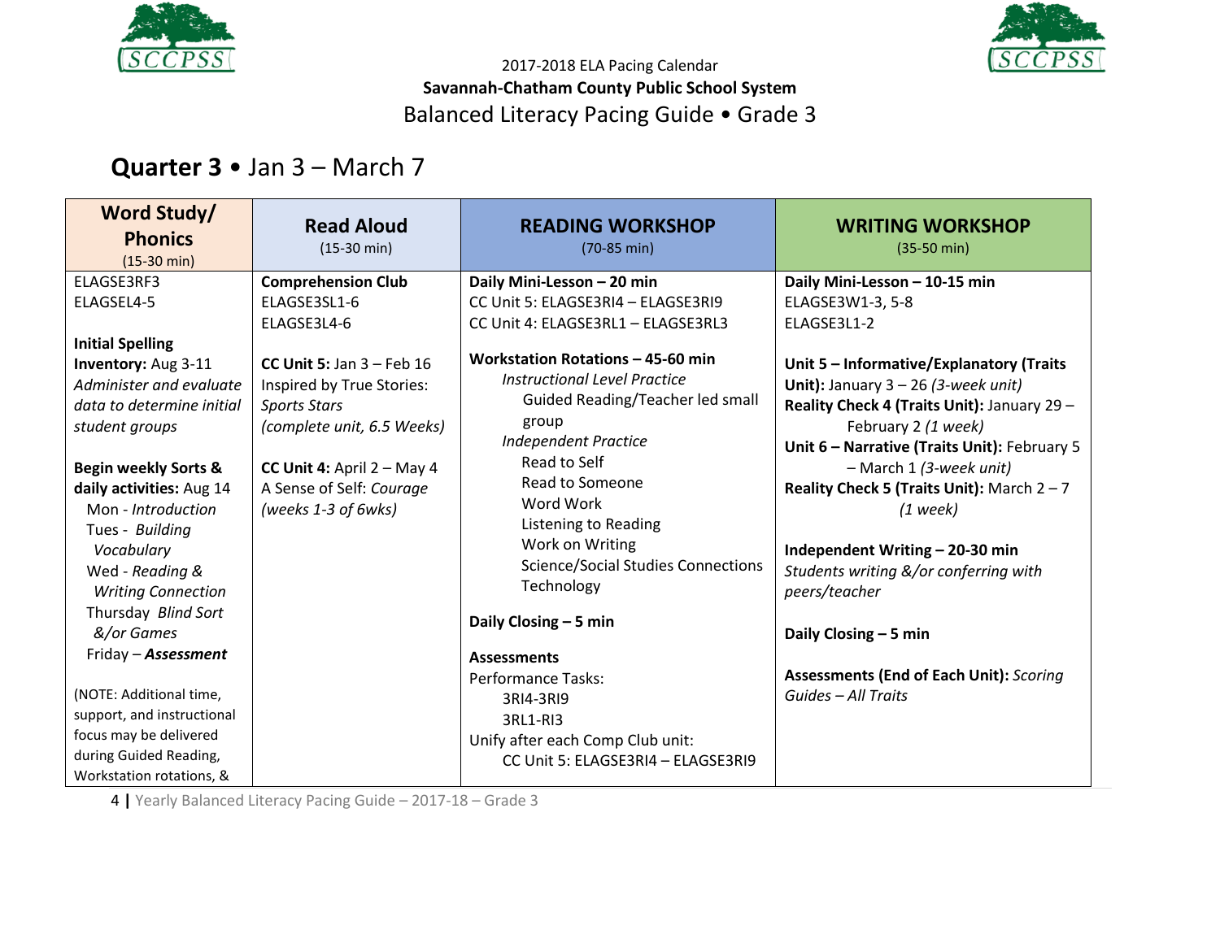2017-2018 ELA Pacing Calendar

**Savannah-Chatham County Public School System**

Balanced Literacy Pacing Guide • Grade 3

## **Quarter 3** • Jan 3 – March 7

| **Word Study/ Phonics** (15-30 min) | **Read Aloud** (15-30 min) | **READING WORKSHOP** (70-85 min) | **WRITING WORKSHOP** (35-50 min) |
|---|---|---|---|
| ELAGSE3RF3<br>ELAGSEL4-5<br><br>**Initial Spelling Inventory:** Aug 3-11<br>*Administer and evaluate data to determine initial student groups*<br><br>**Begin weekly Sorts & daily activities:** Aug 14<br>Mon - *Introduction*<br>Tues - *Building Vocabulary*<br>Wed - *Reading & Writing Connection*<br>Thursday *Blind Sort &/or Games*<br>Friday – ***Assessment***<br><br>(NOTE: Additional time, support, and instructional focus may be delivered during Guided Reading, Workstation rotations, & | **Comprehension Club**<br>ELAGSE3SL1-6<br>ELAGSE3L4-6<br><br>**CC Unit 5:** Jan 3 – Feb 16<br>Inspired by True Stories: *Sports Stars*<br>*(complete unit, 6.5 Weeks)*<br><br>**CC Unit 4:** April 2 – May 4<br>A Sense of Self: *Courage*<br>*(weeks 1-3 of 6wks)* | **Daily Mini-Lesson – 20 min**<br>CC Unit 5: ELAGSE3RI4 – ELAGSE3RI9<br>CC Unit 4: ELAGSE3RL1 – ELAGSE3RL3<br><br>**Workstation Rotations – 45-60 min**<br>*Instructional Level Practice*<br>Guided Reading/Teacher led small group<br>*Independent Practice*<br>Read to Self<br>Read to Someone<br>Word Work<br>Listening to Reading<br>Work on Writing<br>Science/Social Studies Connections<br>Technology<br><br>**Daily Closing – 5 min**<br><br>**Assessments**<br>Performance Tasks:<br>3RI4-3RI9<br>3RL1-RI3<br>Unify after each Comp Club unit:<br>CC Unit 5: ELAGSE3RI4 – ELAGSE3RI9 | **Daily Mini-Lesson – 10-15 min**<br>ELAGSE3W1-3, 5-8<br>ELAGSE3L1-2<br><br>**Unit 5 – Informative/Explanatory (Traits Unit):** January 3 – 26 *(3-week unit)*<br>**Reality Check 4 (Traits Unit):** January 29 – February 2 *(1 week)*<br>**Unit 6 – Narrative (Traits Unit):** February 5 – March 1 *(3-week unit)*<br>**Reality Check 5 (Traits Unit):** March 2 – 7 *(1 week)*<br><br>**Independent Writing – 20-30 min**<br>*Students writing &/or conferring with peers/teacher*<br><br>**Daily Closing – 5 min**<br><br>**Assessments (End of Each Unit):** *Scoring Guides – All Traits* |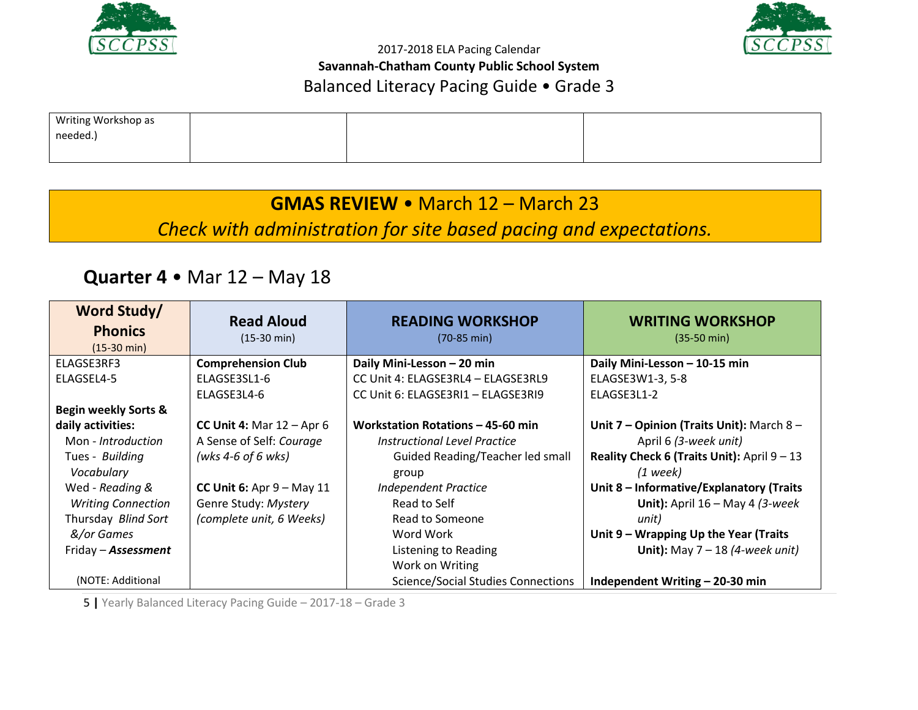2017-2018 ELA Pacing Calendar
**Savannah-Chatham County Public School System**
Balanced Literacy Pacing Guide • Grade 3

| | | | |
|---|---|---|---|
| Writing Workshop as needed.) | | | |

**GMAS REVIEW** • March 12 – March 23
*Check with administration for site based pacing and expectations.*

## **Quarter 4** • Mar 12 – May 18

| Word Study/ Phonics (15-30 min) | Read Aloud (15-30 min) | READING WORKSHOP (70-85 min) | WRITING WORKSHOP (35-50 min) |
|---|---|---|---|
| ELAGSE3RF3<br>ELAGSEL4-5<br><br>**Begin weekly Sorts & daily activities:**<br>Mon - *Introduction*<br>Tues - *Building Vocabulary*<br>Wed - *Reading & Writing Connection*<br>Thursday *Blind Sort &/or Games*<br>Friday – ***Assessment***<br><br>(NOTE: Additional | **Comprehension Club**<br>ELAGSE3SL1-6<br>ELAGSE3L4-6<br><br>**CC Unit 4:** Mar 12 – Apr 6<br>A Sense of Self: *Courage (wks 4-6 of 6 wks)*<br><br>**CC Unit 6:** Apr 9 – May 11<br>Genre Study: *Mystery (complete unit, 6 Weeks)* | **Daily Mini-Lesson – 20 min**<br>CC Unit 4: ELAGSE3RL4 – ELAGSE3RL9<br>CC Unit 6: ELAGSE3RI1 – ELAGSE3RI9<br><br>**Workstation Rotations – 45-60 min**<br>*Instructional Level Practice*<br>Guided Reading/Teacher led small group<br>*Independent Practice*<br>Read to Self<br>Read to Someone<br>Word Work<br>Listening to Reading<br>Work on Writing<br>Science/Social Studies Connections | **Daily Mini-Lesson – 10-15 min**<br>ELAGSE3W1-3, 5-8<br>ELAGSE3L1-2<br><br>**Unit 7 – Opinion (Traits Unit):** March 8 – April 6 *(3-week unit)*<br>**Reality Check 6 (Traits Unit):** April 9 – 13 *(1 week)*<br>**Unit 8 – Informative/Explanatory (Traits Unit):** April 16 – May 4 *(3-week unit)*<br>**Unit 9 – Wrapping Up the Year (Traits Unit):** May 7 – 18 *(4-week unit)*<br><br>**Independent Writing – 20-30 min** |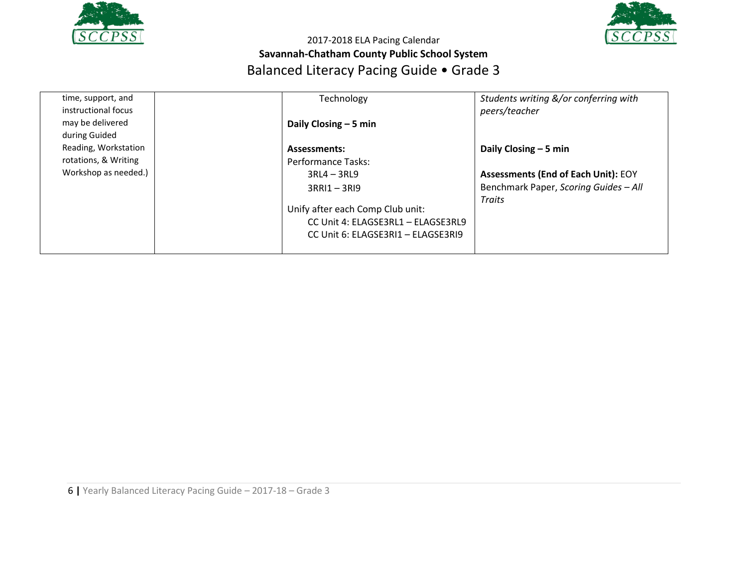| | | | |
|---|---|---|---|
| time, support, and instructional focus may be delivered during Guided Reading, Workstation rotations, & Writing Workshop as needed.) | | Technology<br><br>**Daily Closing – 5 min**<br><br>**Assessments:**<br>Performance Tasks:<br>3RL4 – 3RL9<br>3RRI1 – 3RI9<br><br>Unify after each Comp Club unit:<br>CC Unit 4: ELAGSE3RL1 – ELAGSE3RL9<br>CC Unit 6: ELAGSE3RI1 – ELAGSE3RI9 | *Students writing &/or conferring with peers/teacher*<br><br>**Daily Closing – 5 min**<br><br>**Assessments (End of Each Unit):** EOY Benchmark Paper, *Scoring Guides – All Traits* |